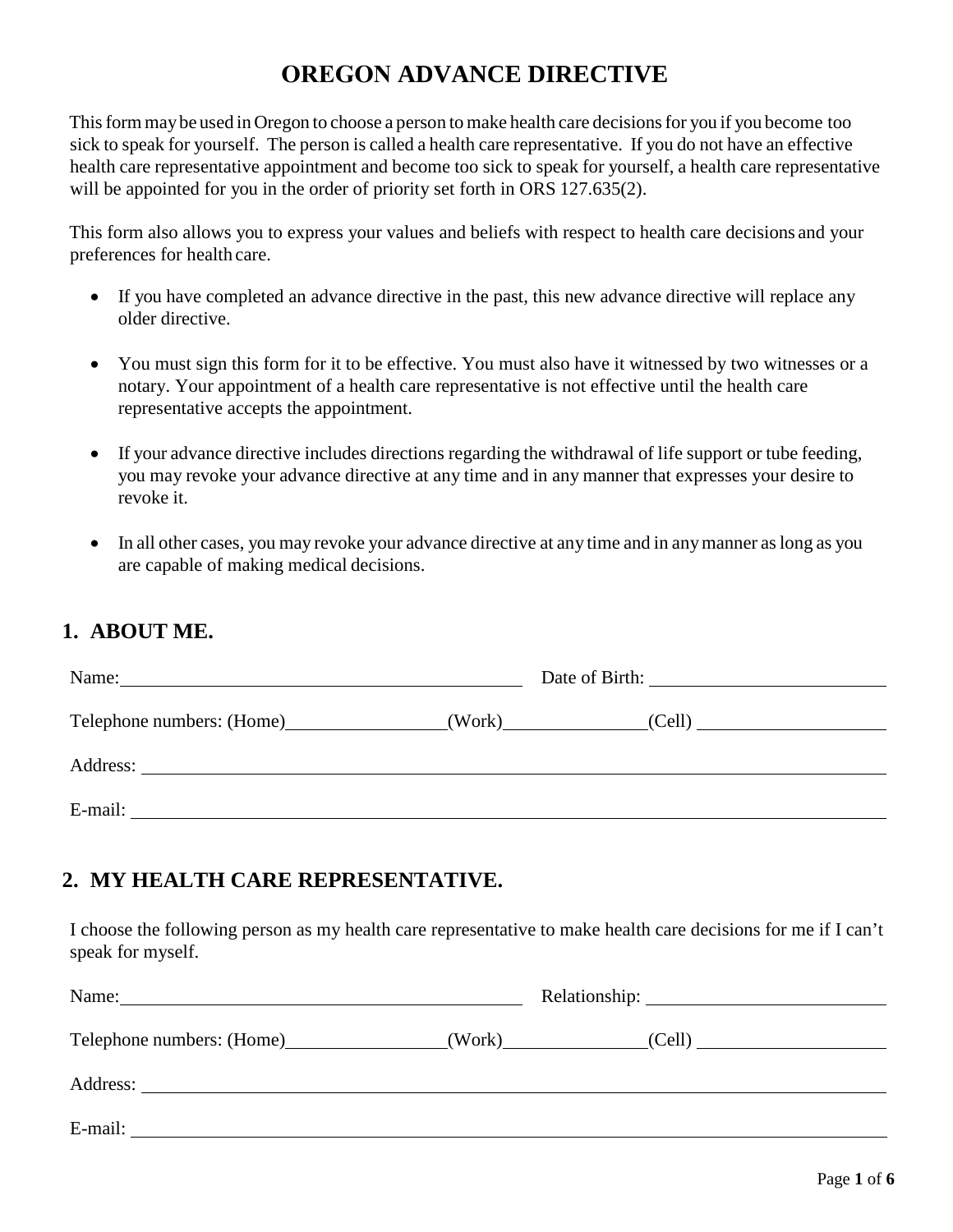# OREGON ADVANCE DIRECTIVE

This form may be used in Oregon to choose a person to make health care decisions for you if you become too sick to speak for yourself. The person is called a health care representative. If you do not have an effective health care representative appointment and become too sick to speak for yourself, a health care representative will be appointed for you in the order of priority set forth in ORS 127.635(2).

This form also allows you to express your values and beliefs with respect to health care decisions and your preferences for health care.

- If you have completed an advance directive in the past, this new advance directive will replace any older directive.
- You must sign this form for it to be effective. You must also have it witnessed by two witnesses or a notary. Your appointment of a health care representative is not effective until the health care representative accepts the appointment.
- If your advance directive includes directions regarding the withdrawal of life support or tube feeding, you may revoke your advance directive at any time and in any manner that expresses your desire to revoke it.
- In all other cases, you may revoke your advance directive at any time and in any manner as long as you are capable of making medical decisions.

## 1. ABOUT ME.

Name: ______________________________ Date of Birth: ____________________

Telephone numbers: (Home)______________(Work)______________(Cell) ______________

Address: ____________________________________________________________

E-mail: ____________________________________________________________

## 2. MY HEALTH CARE REPRESENTATIVE.

I choose the following person as my health care representative to make health care decisions for me if I can't speak for myself.

Name: ______________________________ Relationship: ____________________

Telephone numbers: (Home)______________(Work)______________(Cell) ______________

Address: ____________________________________________________________

E-mail: ____________________________________________________________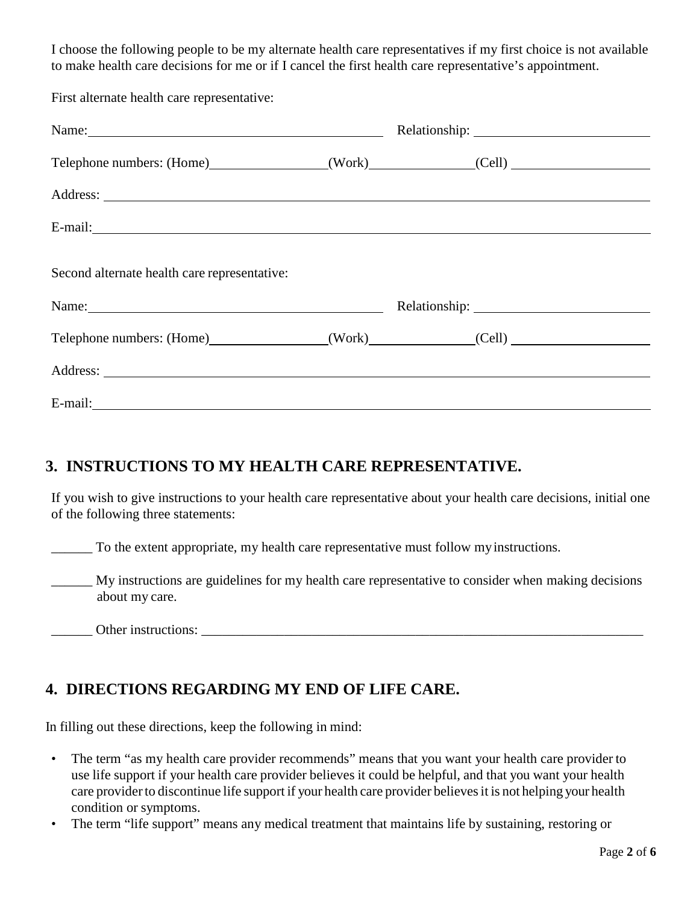I choose the following people to be my alternate health care representatives if my first choice is not available to make health care decisions for me or if I cancel the first health care representative's appointment.

First alternate health care representative:

Name:\_\_\_\_\_\_\_\_\_\_\_\_\_\_\_\_\_\_\_\_\_\_\_\_\_\_\_\_\_\_\_\_\_\_\_\_\_\_\_\_ Relationship: \_\_\_\_\_\_\_\_\_\_\_\_\_\_\_\_\_\_\_\_\_\_\_\_\_\_

Telephone numbers: (Home)\_\_\_\_\_\_\_\_\_\_\_\_\_\_\_\_\_\_(Work)\_\_\_\_\_\_\_\_\_\_\_\_\_\_\_\_(Cell) \_\_\_\_\_\_\_\_\_\_\_\_\_\_\_\_\_\_\_\_\_

Address: \_\_\_\_\_\_\_\_\_\_\_\_\_\_\_\_\_\_\_\_\_\_\_\_\_\_\_\_\_\_\_\_\_\_\_\_\_\_\_\_\_\_\_\_\_\_\_\_\_\_\_\_\_\_\_\_\_\_\_\_\_\_\_\_\_\_\_\_\_\_\_\_\_\_\_\_

E-mail:\_\_\_\_\_\_\_\_\_\_\_\_\_\_\_\_\_\_\_\_\_\_\_\_\_\_\_\_\_\_\_\_\_\_\_\_\_\_\_\_\_\_\_\_\_\_\_\_\_\_\_\_\_\_\_\_\_\_\_\_\_\_\_\_\_\_\_\_\_\_\_\_\_\_\_\_\_

Second alternate health care representative:

Name:\_\_\_\_\_\_\_\_\_\_\_\_\_\_\_\_\_\_\_\_\_\_\_\_\_\_\_\_\_\_\_\_\_\_\_\_\_\_\_\_ Relationship: \_\_\_\_\_\_\_\_\_\_\_\_\_\_\_\_\_\_\_\_\_\_\_\_\_\_

Telephone numbers: (Home)\_\_\_\_\_\_\_\_\_\_\_\_\_\_\_\_\_\_(Work)\_\_\_\_\_\_\_\_\_\_\_\_\_\_\_\_(Cell) \_\_\_\_\_\_\_\_\_\_\_\_\_\_\_\_\_\_\_\_\_

Address: \_\_\_\_\_\_\_\_\_\_\_\_\_\_\_\_\_\_\_\_\_\_\_\_\_\_\_\_\_\_\_\_\_\_\_\_\_\_\_\_\_\_\_\_\_\_\_\_\_\_\_\_\_\_\_\_\_\_\_\_\_\_\_\_\_\_\_\_\_\_\_\_\_\_\_\_

E-mail:\_\_\_\_\_\_\_\_\_\_\_\_\_\_\_\_\_\_\_\_\_\_\_\_\_\_\_\_\_\_\_\_\_\_\_\_\_\_\_\_\_\_\_\_\_\_\_\_\_\_\_\_\_\_\_\_\_\_\_\_\_\_\_\_\_\_\_\_\_\_\_\_\_\_\_\_\_

## 3. INSTRUCTIONS TO MY HEALTH CARE REPRESENTATIVE.

If you wish to give instructions to your health care representative about your health care decisions, initial one of the following three statements:

\_\_\_\_\_\_ To the extent appropriate, my health care representative must follow my instructions.

\_\_\_\_\_\_ My instructions are guidelines for my health care representative to consider when making decisions about my care.

\_\_\_\_\_\_ Other instructions: \_\_\_\_\_\_\_\_\_\_\_\_\_\_\_\_\_\_\_\_\_\_\_\_\_\_\_\_\_\_\_\_\_\_\_\_\_\_\_\_\_\_\_\_\_\_\_\_\_\_\_\_\_\_\_\_\_\_\_\_\_\_\_\_\_\_\_

## 4. DIRECTIONS REGARDING MY END OF LIFE CARE.

In filling out these directions, keep the following in mind:

- The term "as my health care provider recommends" means that you want your health care provider to use life support if your health care provider believes it could be helpful, and that you want your health care provider to discontinue life support if your health care provider believes it is not helping your health condition or symptoms.
- The term "life support" means any medical treatment that maintains life by sustaining, restoring or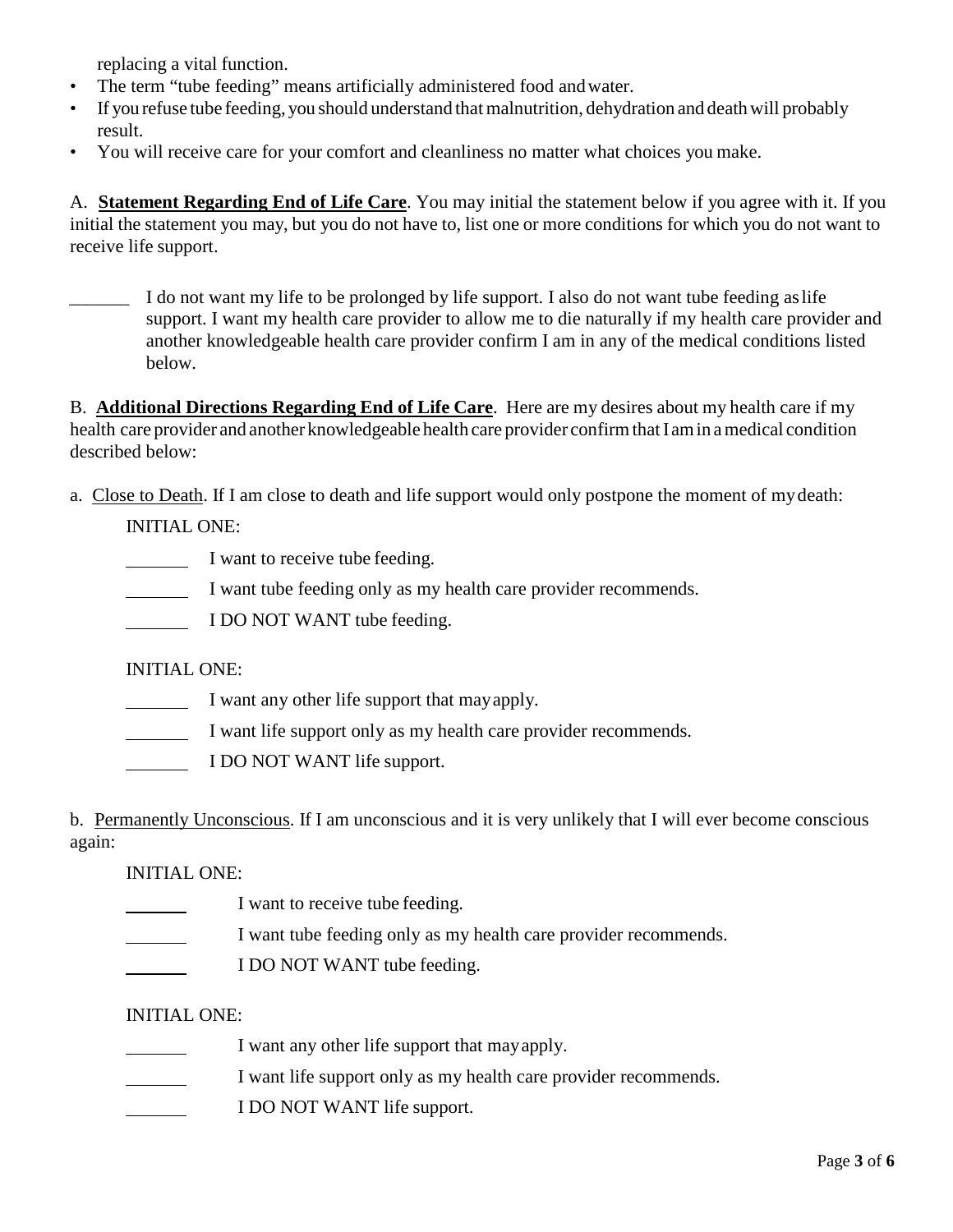replacing a vital function.

- The term "tube feeding" means artificially administered food and water.
- If you refuse tube feeding, you should understand that malnutrition, dehydration and death will probably result.
- You will receive care for your comfort and cleanliness no matter what choices you make.

A. **Statement Regarding End of Life Care**. You may initial the statement below if you agree with it. If you initial the statement you may, but you do not have to, list one or more conditions for which you do not want to receive life support.

_______ I do not want my life to be prolonged by life support. I also do not want tube feeding as life support. I want my health care provider to allow me to die naturally if my health care provider and another knowledgeable health care provider confirm I am in any of the medical conditions listed below.

B. **Additional Directions Regarding End of Life Care**. Here are my desires about my health care if my health care provider and another knowledgeable health care provider confirm that I am in a medical condition described below:

a. Close to Death. If I am close to death and life support would only postpone the moment of my death:

INITIAL ONE:

_______ I want to receive tube feeding.

_______ I want tube feeding only as my health care provider recommends.

_______ I DO NOT WANT tube feeding.

INITIAL ONE:

_______ I want any other life support that may apply.

_______ I want life support only as my health care provider recommends.

_______ I DO NOT WANT life support.

b. Permanently Unconscious. If I am unconscious and it is very unlikely that I will ever become conscious again:

INITIAL ONE:

_______ I want to receive tube feeding.

_______ I want tube feeding only as my health care provider recommends.

_______ I DO NOT WANT tube feeding.

INITIAL ONE:

_______ I want any other life support that may apply.

_______ I want life support only as my health care provider recommends.

_______ I DO NOT WANT life support.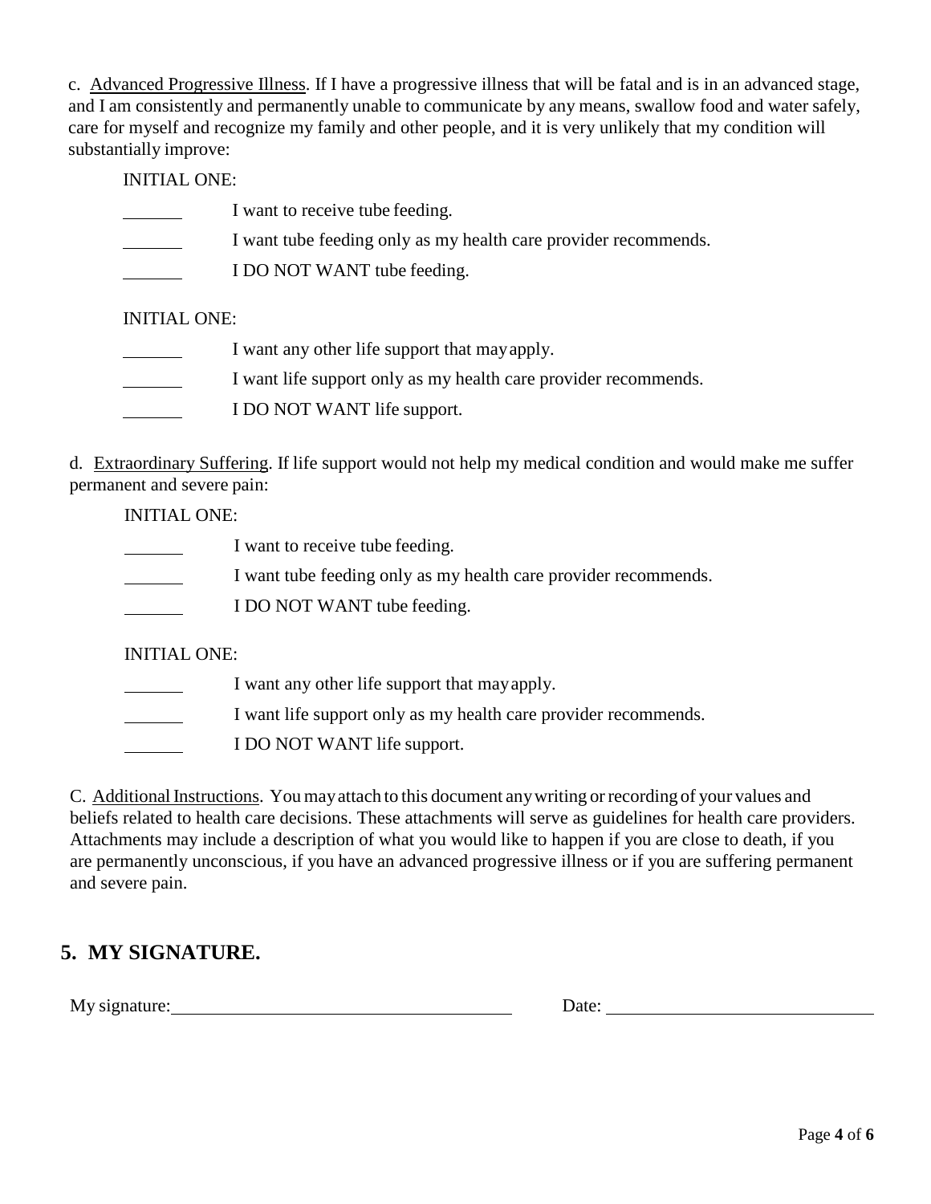c. Advanced Progressive Illness. If I have a progressive illness that will be fatal and is in an advanced stage, and I am consistently and permanently unable to communicate by any means, swallow food and water safely, care for myself and recognize my family and other people, and it is very unlikely that my condition will substantially improve:

INITIAL ONE:

_______ I want to receive tube feeding.

_______ I want tube feeding only as my health care provider recommends.

_______ I DO NOT WANT tube feeding.

INITIAL ONE:

_______ I want any other life support that may apply.

_______ I want life support only as my health care provider recommends.

_______ I DO NOT WANT life support.

d. Extraordinary Suffering. If life support would not help my medical condition and would make me suffer permanent and severe pain:

INITIAL ONE:

_______ I want to receive tube feeding.

_______ I want tube feeding only as my health care provider recommends.

_______ I DO NOT WANT tube feeding.

INITIAL ONE:

_______ I want any other life support that may apply.

_______ I want life support only as my health care provider recommends.

_______ I DO NOT WANT life support.

C. Additional Instructions. You may attach to this document any writing or recording of your values and beliefs related to health care decisions. These attachments will serve as guidelines for health care providers. Attachments may include a description of what you would like to happen if you are close to death, if you are permanently unconscious, if you have an advanced progressive illness or if you are suffering permanent and severe pain.

## 5. MY SIGNATURE.

My signature: ______________________________ Date: ______________________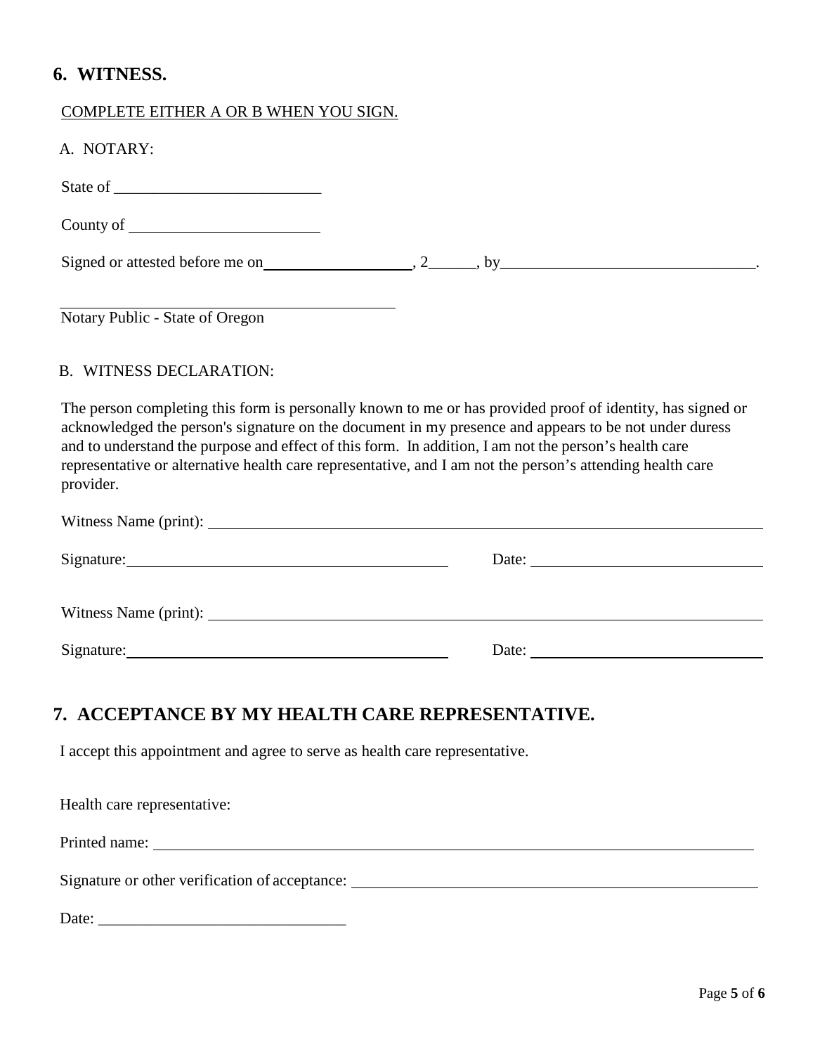## 6. WITNESS.

COMPLETE EITHER A OR B WHEN YOU SIGN.

A. NOTARY:

State of \_\_\_\_\_\_\_\_\_\_\_\_\_\_\_\_\_\_\_\_\_\_\_\_\_\_

County of \_\_\_\_\_\_\_\_\_\_\_\_\_\_\_\_\_\_\_\_\_\_\_\_

Signed or attested before me on\_\_\_\_\_\_\_\_\_\_\_\_\_\_\_\_\_\_\_, 2\_\_\_\_\_\_, by\_\_\_\_\_\_\_\_\_\_\_\_\_\_\_\_\_\_\_\_\_\_\_\_\_\_\_\_\_\_\_\_.

\_\_\_\_\_\_\_\_\_\_\_\_\_\_\_\_\_\_\_\_\_\_\_\_\_\_\_\_\_\_\_\_\_\_\_\_\_\_\_\_\_\_\_
Notary Public - State of Oregon

B. WITNESS DECLARATION:

The person completing this form is personally known to me or has provided proof of identity, has signed or acknowledged the person's signature on the document in my presence and appears to be not under duress and to understand the purpose and effect of this form. In addition, I am not the person's health care representative or alternative health care representative, and I am not the person's attending health care provider.

Witness Name (print): \_\_\_\_\_\_\_\_\_\_\_\_\_\_\_\_\_\_\_\_\_\_\_\_\_\_\_\_\_\_\_\_\_\_\_\_\_\_\_\_\_\_\_\_\_\_\_\_\_\_\_\_\_\_\_\_\_\_

Signature:\_\_\_\_\_\_\_\_\_\_\_\_\_\_\_\_\_\_\_\_\_\_\_\_\_\_\_\_\_\_\_\_\_\_\_\_\_\_\_\_ Date: \_\_\_\_\_\_\_\_\_\_\_\_\_\_\_\_\_\_\_\_\_\_\_\_\_\_\_\_\_\_

Witness Name (print): \_\_\_\_\_\_\_\_\_\_\_\_\_\_\_\_\_\_\_\_\_\_\_\_\_\_\_\_\_\_\_\_\_\_\_\_\_\_\_\_\_\_\_\_\_\_\_\_\_\_\_\_\_\_\_\_\_\_

Signature:\_\_\_\_\_\_\_\_\_\_\_\_\_\_\_\_\_\_\_\_\_\_\_\_\_\_\_\_\_\_\_\_\_\_\_\_\_\_\_\_ Date: \_\_\_\_\_\_\_\_\_\_\_\_\_\_\_\_\_\_\_\_\_\_\_\_\_\_\_\_\_\_

## 7. ACCEPTANCE BY MY HEALTH CARE REPRESENTATIVE.

I accept this appointment and agree to serve as health care representative.

Health care representative:

Printed name: \_\_\_\_\_\_\_\_\_\_\_\_\_\_\_\_\_\_\_\_\_\_\_\_\_\_\_\_\_\_\_\_\_\_\_\_\_\_\_\_\_\_\_\_\_\_\_\_\_\_\_\_\_\_\_\_\_\_\_\_\_\_\_\_\_\_\_\_\_\_\_\_\_

Signature or other verification of acceptance: \_\_\_\_\_\_\_\_\_\_\_\_\_\_\_\_\_\_\_\_\_\_\_\_\_\_\_\_\_\_\_\_\_\_\_\_\_\_\_\_\_\_\_\_\_\_\_\_\_

Date: \_\_\_\_\_\_\_\_\_\_\_\_\_\_\_\_\_\_\_\_\_\_\_\_\_\_\_\_\_\_\_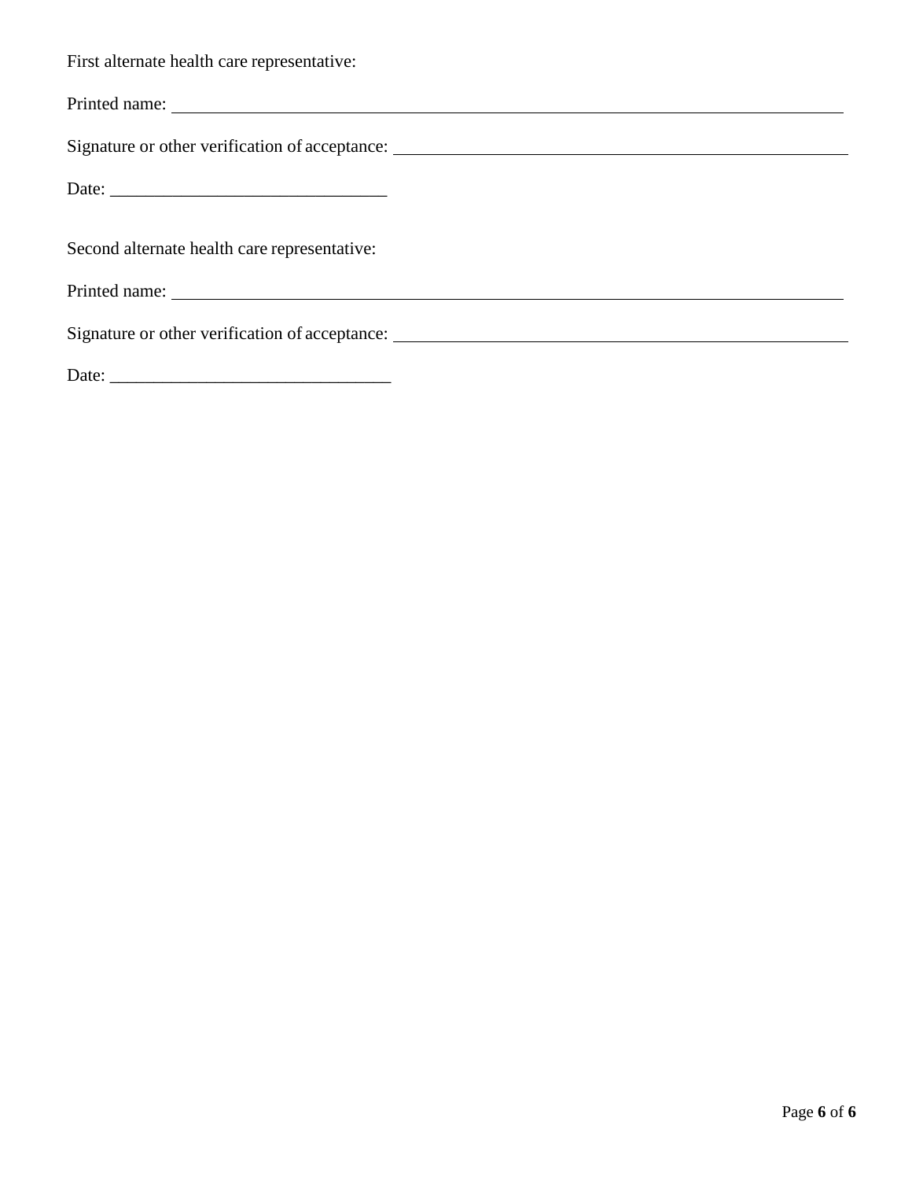First alternate health care representative:

Printed name: ____________________________________________________________________________

Signature or other verification of acceptance: ____________________________________________________

Date: ________________________________

Second alternate health care representative:

Printed name: ____________________________________________________________________________

Signature or other verification of acceptance: ____________________________________________________

Date: ________________________________